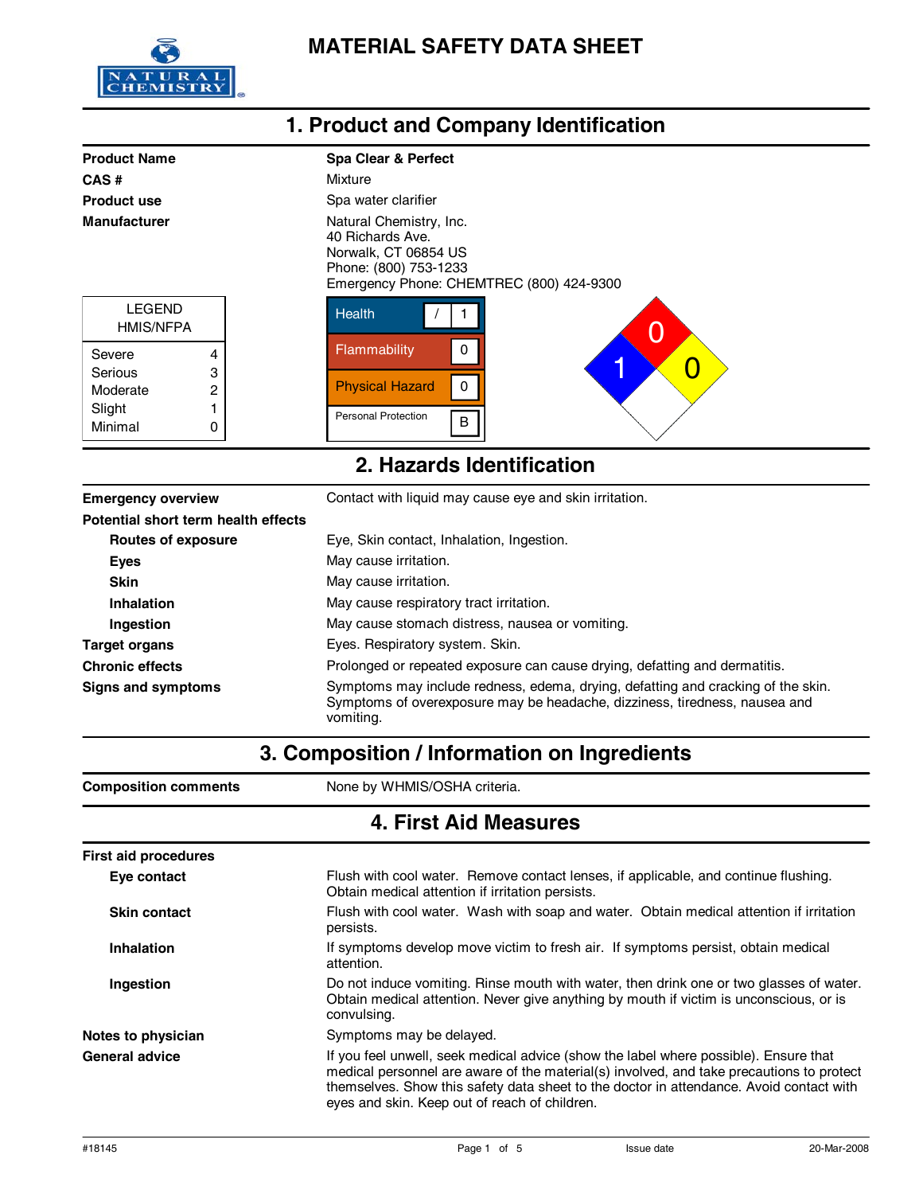# MATERIAL SAFETY DATA SHEET

## 1. Product and Company Identification

| | |
|---|---|
| **Product Name** | **Spa Clear & Perfect** |
| **CAS #** | Mixture |
| **Product use** | Spa water clarifier |
| **Manufacturer** | Natural Chemistry, Inc.<br>40 Richards Ave.<br>Norwalk, CT 06854 US<br>Phone: (800) 753-1233<br>Emergency Phone: CHEMTREC (800) 424-9300 |

| LEGEND HMIS/NFPA | |
|---|---|
| Severe | 4 |
| Serious | 3 |
| Moderate | 2 |
| Slight | 1 |
| Minimal | 0 |

| HMIS | |
|---|---|
| Health | / 1 |
| Flammability | 0 |
| Physical Hazard | 0 |
| Personal Protection | B |

NFPA: Health 1, Flammability 0, Instability 0

## 2. Hazards Identification

**Emergency overview**: Contact with liquid may cause eye and skin irritation.

**Potential short term health effects**

- **Routes of exposure**: Eye, Skin contact, Inhalation, Ingestion.
- **Eyes**: May cause irritation.
- **Skin**: May cause irritation.
- **Inhalation**: May cause respiratory tract irritation.
- **Ingestion**: May cause stomach distress, nausea or vomiting.

**Target organs**: Eyes. Respiratory system. Skin.

**Chronic effects**: Prolonged or repeated exposure can cause drying, defatting and dermatitis.

**Signs and symptoms**: Symptoms may include redness, edema, drying, defatting and cracking of the skin. Symptoms of overexposure may be headache, dizziness, tiredness, nausea and vomiting.

## 3. Composition / Information on Ingredients

**Composition comments**: None by WHMIS/OSHA criteria.

## 4. First Aid Measures

**First aid procedures**

- **Eye contact**: Flush with cool water. Remove contact lenses, if applicable, and continue flushing. Obtain medical attention if irritation persists.
- **Skin contact**: Flush with cool water. Wash with soap and water. Obtain medical attention if irritation persists.
- **Inhalation**: If symptoms develop move victim to fresh air. If symptoms persist, obtain medical attention.
- **Ingestion**: Do not induce vomiting. Rinse mouth with water, then drink one or two glasses of water. Obtain medical attention. Never give anything by mouth if victim is unconscious, or is convulsing.

**Notes to physician**: Symptoms may be delayed.

**General advice**: If you feel unwell, seek medical advice (show the label where possible). Ensure that medical personnel are aware of the material(s) involved, and take precautions to protect themselves. Show this safety data sheet to the doctor in attendance. Avoid contact with eyes and skin. Keep out of reach of children.

#18145 Issue date 20-Mar-2008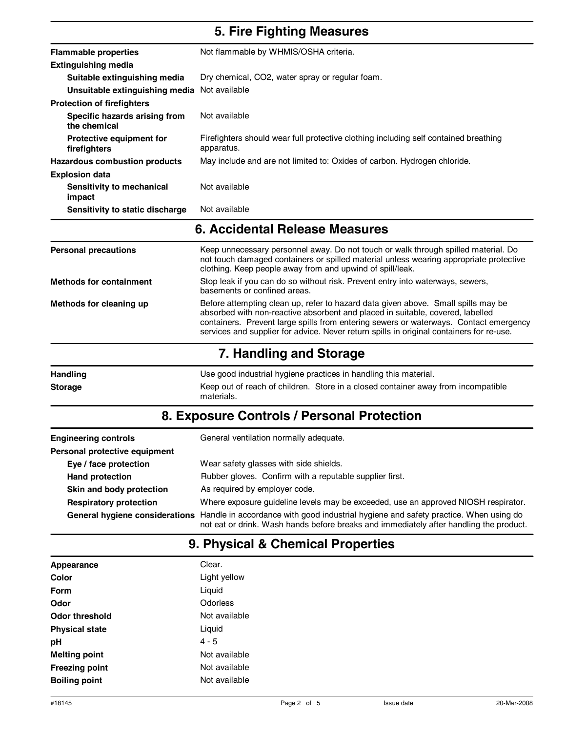## 5. Fire Fighting Measures

| | |
|---|---|
| **Flammable properties** | Not flammable by WHMIS/OSHA criteria. |
| **Extinguishing media** | |
| **Suitable extinguishing media** | Dry chemical, $CO_2$, water spray or regular foam. |
| **Unsuitable extinguishing media** | Not available |
| **Protection of firefighters** | |
| **Specific hazards arising from the chemical** | Not available |
| **Protective equipment for firefighters** | Firefighters should wear full protective clothing including self contained breathing apparatus. |
| **Hazardous combustion products** | May include and are not limited to: Oxides of carbon. Hydrogen chloride. |
| **Explosion data** | |
| **Sensitivity to mechanical impact** | Not available |
| **Sensitivity to static discharge** | Not available |

## 6. Accidental Release Measures

| | |
|---|---|
| **Personal precautions** | Keep unnecessary personnel away. Do not touch or walk through spilled material. Do not touch damaged containers or spilled material unless wearing appropriate protective clothing. Keep people away from and upwind of spill/leak. |
| **Methods for containment** | Stop leak if you can do so without risk. Prevent entry into waterways, sewers, basements or confined areas. |
| **Methods for cleaning up** | Before attempting clean up, refer to hazard data given above. Small spills may be absorbed with non-reactive absorbent and placed in suitable, covered, labelled containers. Prevent large spills from entering sewers or waterways. Contact emergency services and supplier for advice. Never return spills in original containers for re-use. |

## 7. Handling and Storage

| | |
|---|---|
| **Handling** | Use good industrial hygiene practices in handling this material. |
| **Storage** | Keep out of reach of children. Store in a closed container away from incompatible materials. |

## 8. Exposure Controls / Personal Protection

| | |
|---|---|
| **Engineering controls** | General ventilation normally adequate. |
| **Personal protective equipment** | |
| **Eye / face protection** | Wear safety glasses with side shields. |
| **Hand protection** | Rubber gloves. Confirm with a reputable supplier first. |
| **Skin and body protection** | As required by employer code. |
| **Respiratory protection** | Where exposure guideline levels may be exceeded, use an approved NIOSH respirator. |
| **General hygiene considerations** | Handle in accordance with good industrial hygiene and safety practice. When using do not eat or drink. Wash hands before breaks and immediately after handling the product. |

## 9. Physical & Chemical Properties

| | |
|---|---|
| **Appearance** | Clear. |
| **Color** | Light yellow |
| **Form** | Liquid |
| **Odor** | Odorless |
| **Odor threshold** | Not available |
| **Physical state** | Liquid |
| **pH** | 4 - 5 |
| **Melting point** | Not available |
| **Freezing point** | Not available |
| **Boiling point** | Not available |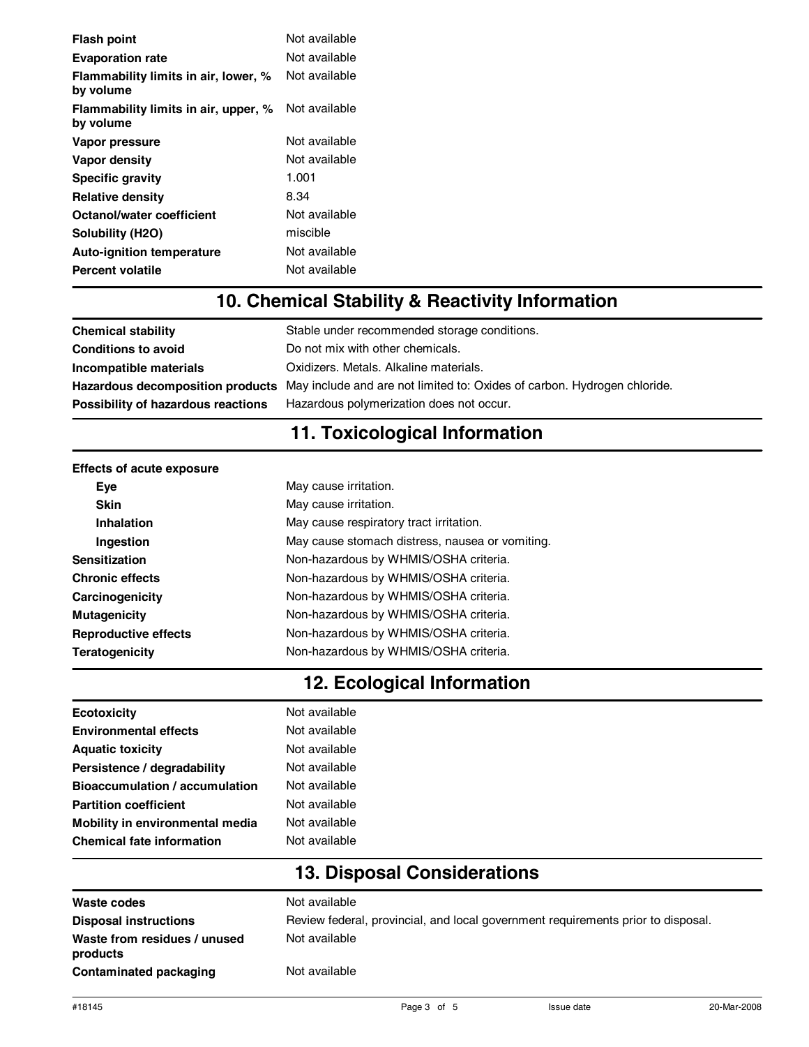| | |
|---|---|
| **Flash point** | Not available |
| **Evaporation rate** | Not available |
| **Flammability limits in air, lower, % by volume** | Not available |
| **Flammability limits in air, upper, % by volume** | Not available |
| **Vapor pressure** | Not available |
| **Vapor density** | Not available |
| **Specific gravity** | 1.001 |
| **Relative density** | 8.34 |
| **Octanol/water coefficient** | Not available |
| **Solubility (H2O)** | miscible |
| **Auto-ignition temperature** | Not available |
| **Percent volatile** | Not available |

## 10. Chemical Stability & Reactivity Information

| | |
|---|---|
| **Chemical stability** | Stable under recommended storage conditions. |
| **Conditions to avoid** | Do not mix with other chemicals. |
| **Incompatible materials** | Oxidizers. Metals. Alkaline materials. |
| **Hazardous decomposition products** | May include and are not limited to: Oxides of carbon. Hydrogen chloride. |
| **Possibility of hazardous reactions** | Hazardous polymerization does not occur. |

## 11. Toxicological Information

| | |
|---|---|
| **Effects of acute exposure** | |
| **Eye** | May cause irritation. |
| **Skin** | May cause irritation. |
| **Inhalation** | May cause respiratory tract irritation. |
| **Ingestion** | May cause stomach distress, nausea or vomiting. |
| **Sensitization** | Non-hazardous by WHMIS/OSHA criteria. |
| **Chronic effects** | Non-hazardous by WHMIS/OSHA criteria. |
| **Carcinogenicity** | Non-hazardous by WHMIS/OSHA criteria. |
| **Mutagenicity** | Non-hazardous by WHMIS/OSHA criteria. |
| **Reproductive effects** | Non-hazardous by WHMIS/OSHA criteria. |
| **Teratogenicity** | Non-hazardous by WHMIS/OSHA criteria. |

## 12. Ecological Information

| | |
|---|---|
| **Ecotoxicity** | Not available |
| **Environmental effects** | Not available |
| **Aquatic toxicity** | Not available |
| **Persistence / degradability** | Not available |
| **Bioaccumulation / accumulation** | Not available |
| **Partition coefficient** | Not available |
| **Mobility in environmental media** | Not available |
| **Chemical fate information** | Not available |

## 13. Disposal Considerations

| | |
|---|---|
| **Waste codes** | Not available |
| **Disposal instructions** | Review federal, provincial, and local government requirements prior to disposal. |
| **Waste from residues / unused products** | Not available |
| **Contaminated packaging** | Not available |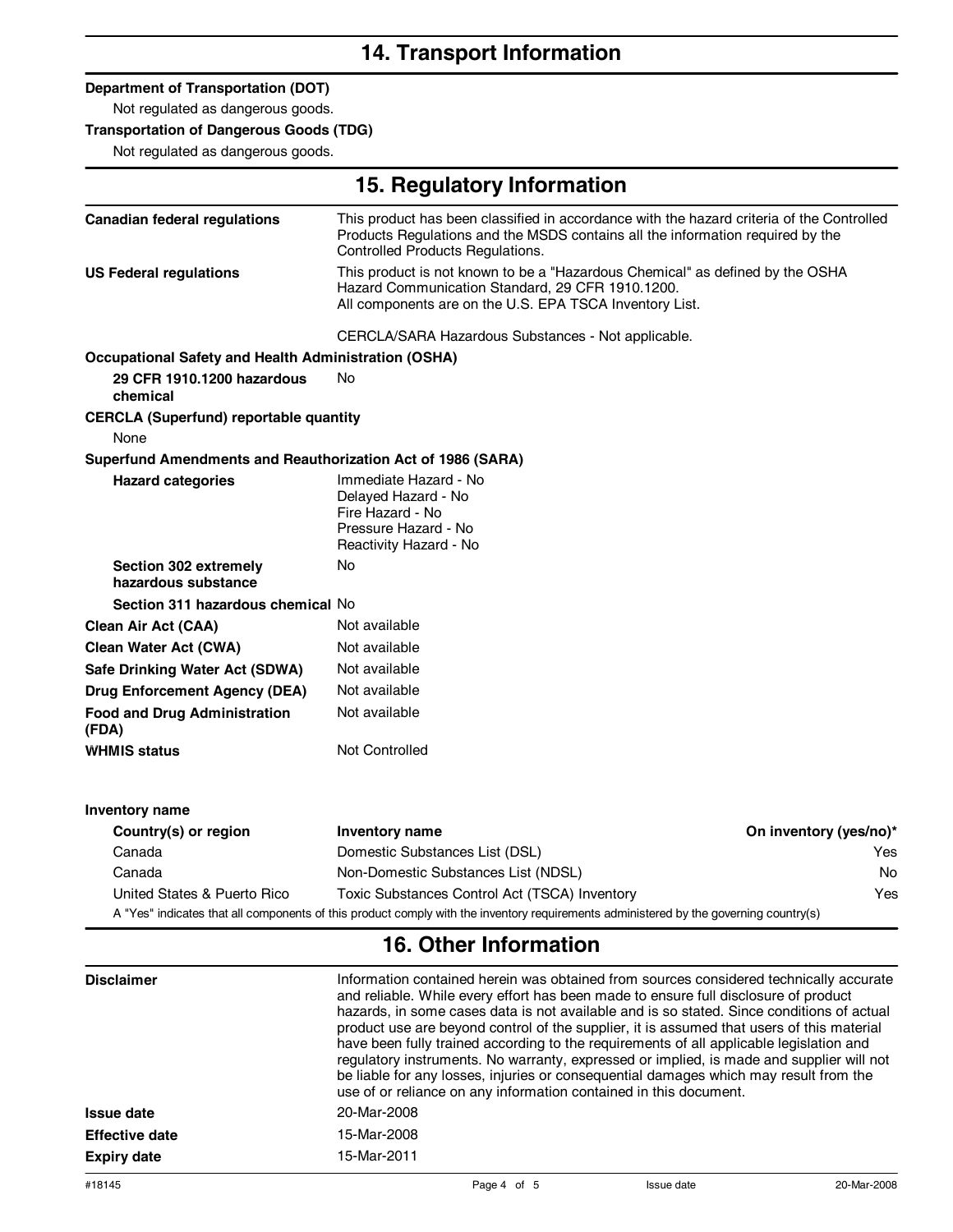## 14. Transport Information

**Department of Transportation (DOT)**

Not regulated as dangerous goods.

**Transportation of Dangerous Goods (TDG)**

Not regulated as dangerous goods.

## 15. Regulatory Information

**Canadian federal regulations** — This product has been classified in accordance with the hazard criteria of the Controlled Products Regulations and the MSDS contains all the information required by the Controlled Products Regulations.

**US Federal regulations** — This product is not known to be a "Hazardous Chemical" as defined by the OSHA Hazard Communication Standard, 29 CFR 1910.1200.
All components are on the U.S. EPA TSCA Inventory List.

CERCLA/SARA Hazardous Substances - Not applicable.

**Occupational Safety and Health Administration (OSHA)**

**29 CFR 1910.1200 hazardous chemical** — No

**CERCLA (Superfund) reportable quantity**

None

**Superfund Amendments and Reauthorization Act of 1986 (SARA)**

**Hazard categories**
Immediate Hazard - No
Delayed Hazard - No
Fire Hazard - No
Pressure Hazard - No
Reactivity Hazard - No

**Section 302 extremely hazardous substance** — No

**Section 311 hazardous chemical** — No

**Clean Air Act (CAA)** — Not available

**Clean Water Act (CWA)** — Not available

**Safe Drinking Water Act (SDWA)** — Not available

**Drug Enforcement Agency (DEA)** — Not available

**Food and Drug Administration (FDA)** — Not available

**WHMIS status** — Not Controlled

**Inventory name**

| Country(s) or region | Inventory name | On inventory (yes/no)* |
|---|---|---|
| Canada | Domestic Substances List (DSL) | Yes |
| Canada | Non-Domestic Substances List (NDSL) | No |
| United States & Puerto Rico | Toxic Substances Control Act (TSCA) Inventory | Yes |

A "Yes" indicates that all components of this product comply with the inventory requirements administered by the governing country(s)

## 16. Other Information

**Disclaimer** — Information contained herein was obtained from sources considered technically accurate and reliable. While every effort has been made to ensure full disclosure of product hazards, in some cases data is not available and is so stated. Since conditions of actual product use are beyond control of the supplier, it is assumed that users of this material have been fully trained according to the requirements of all applicable legislation and regulatory instruments. No warranty, expressed or implied, is made and supplier will not be liable for any losses, injuries or consequential damages which may result from the use of or reliance on any information contained in this document.

**Issue date** — 20-Mar-2008

**Effective date** — 15-Mar-2008

**Expiry date** — 15-Mar-2011